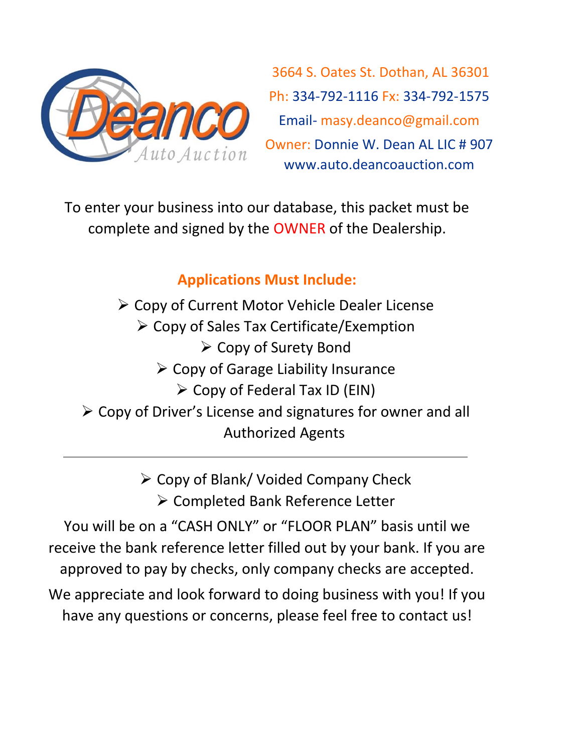Deanco Auto Auction

3664 S. Oates St. Dothan, AL 36301
Ph: 334-792-1116 Fx: 334-792-1575
Email- masy.deanco@gmail.com
Owner: Donnie W. Dean AL LIC # 907
www.auto.deancoauction.com

To enter your business into our database, this packet must be complete and signed by the OWNER of the Dealership.

## Applications Must Include:

- Copy of Current Motor Vehicle Dealer License
- Copy of Sales Tax Certificate/Exemption
- Copy of Surety Bond
- Copy of Garage Liability Insurance
- Copy of Federal Tax ID (EIN)
- Copy of Driver's License and signatures for owner and all Authorized Agents

---

- Copy of Blank/ Voided Company Check
- Completed Bank Reference Letter

You will be on a "CASH ONLY" or "FLOOR PLAN" basis until we receive the bank reference letter filled out by your bank. If you are approved to pay by checks, only company checks are accepted.

We appreciate and look forward to doing business with you! If you have any questions or concerns, please feel free to contact us!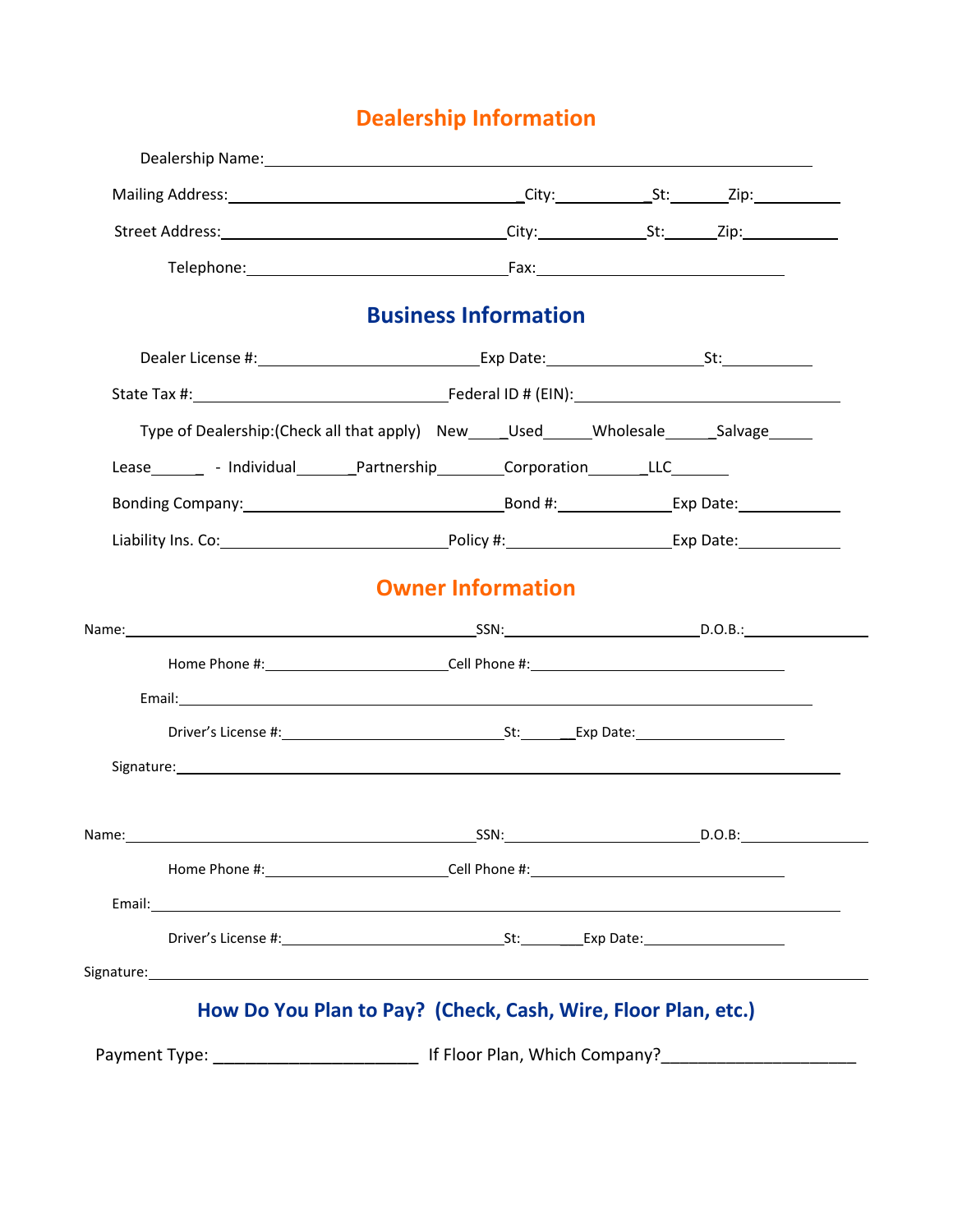## Dealership Information

Dealership Name: ____________________________________________

Mailing Address: ______________________ City: __________ St: ______ Zip: __________

Street Address: ______________________ City: __________ St: ______ Zip: __________

Telephone: ______________________ Fax: ______________________

## Business Information

Dealer License #: ____________________ Exp Date: ______________ St: __________

State Tax #: ______________________ Federal ID # (EIN): ______________________

Type of Dealership:(Check all that apply) New____ Used_____ Wholesale_____ Salvage_____

Lease______ - Individual______ Partnership_______ Corporation______ LLC______

Bonding Company: ______________________ Bond #: __________ Exp Date: __________

Liability Ins. Co: ____________________ Policy #: ______________ Exp Date: __________

## Owner Information

Name: ______________________________ SSN: ____________________ D.O.B.: ______________

Home Phone #: ____________________ Cell Phone #: ______________________

Email: ____________________________________________________________

Driver's License #: ______________________ St: ______ Exp Date: ______________

Signature: ____________________________________________________________

Name: ______________________________ SSN: ____________________ D.O.B: ______________

Home Phone #: ____________________ Cell Phone #: ______________________

Email: ____________________________________________________________

Driver's License #: ______________________ St: ______ Exp Date: ______________

Signature: ____________________________________________________________

## How Do You Plan to Pay? (Check, Cash, Wire, Floor Plan, etc.)

Payment Type: ______________________ If Floor Plan, Which Company?____________________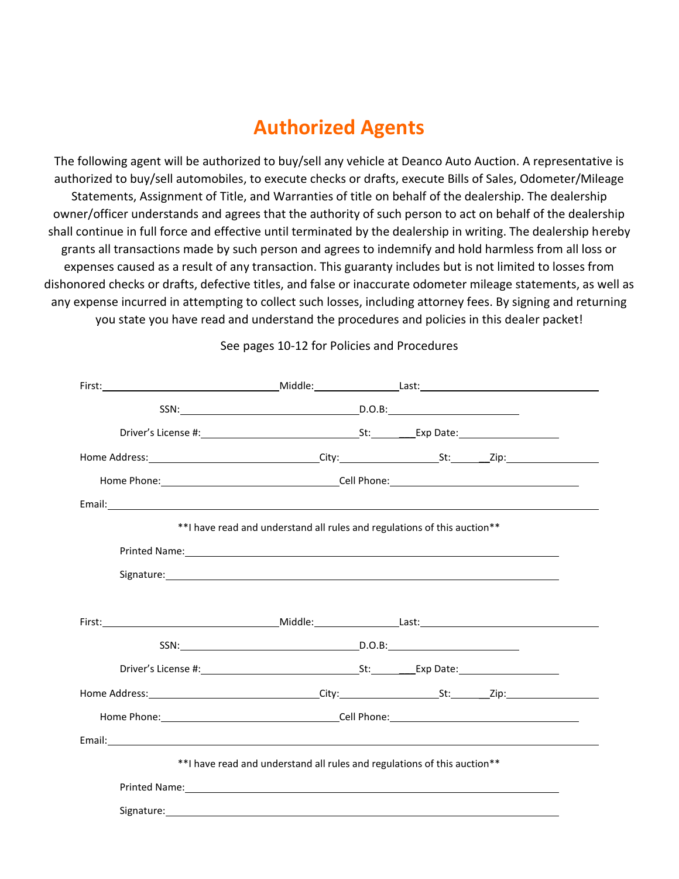# Authorized Agents

The following agent will be authorized to buy/sell any vehicle at Deanco Auto Auction. A representative is authorized to buy/sell automobiles, to execute checks or drafts, execute Bills of Sales, Odometer/Mileage Statements, Assignment of Title, and Warranties of title on behalf of the dealership. The dealership owner/officer understands and agrees that the authority of such person to act on behalf of the dealership shall continue in full force and effective until terminated by the dealership in writing. The dealership hereby grants all transactions made by such person and agrees to indemnify and hold harmless from all loss or expenses caused as a result of any transaction. This guaranty includes but is not limited to losses from dishonored checks or drafts, defective titles, and false or inaccurate odometer mileage statements, as well as any expense incurred in attempting to collect such losses, including attorney fees. By signing and returning you state you have read and understand the procedures and policies in this dealer packet!

See pages 10-12 for Policies and Procedures

First:______________________ Middle:__________ Last:______________________

SSN:______________________ D.O.B:________________

Driver's License #:____________________ St:______ Exp Date:____________

Home Address:____________________ City:____________ St:______ Zip:__________

Home Phone:______________________ Cell Phone:______________________

Email:__________________________________________________________

\*\*I have read and understand all rules and regulations of this auction\*\*

Printed Name:____________________________________________

Signature:____________________________________________

First:______________________ Middle:__________ Last:______________________

SSN:______________________ D.O.B:________________

Driver's License #:____________________ St:______ Exp Date:____________

Home Address:____________________ City:____________ St:______ Zip:__________

Home Phone:______________________ Cell Phone:______________________

Email:__________________________________________________________

\*\*I have read and understand all rules and regulations of this auction\*\*

Printed Name:____________________________________________

Signature:____________________________________________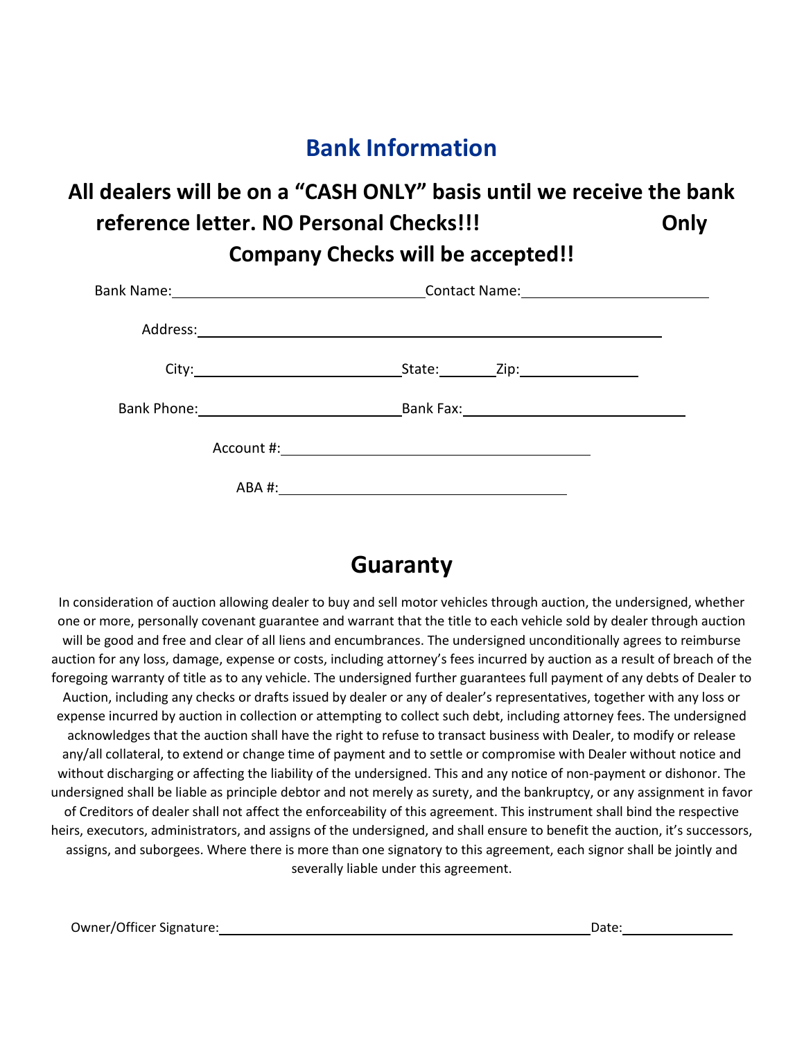# Bank Information

**All dealers will be on a "CASH ONLY" basis until we receive the bank reference letter. NO Personal Checks!!! Only Company Checks will be accepted!!**

Bank Name:\_\_\_\_\_\_\_\_\_\_\_\_\_\_\_\_\_\_\_\_\_\_\_\_\_\_\_\_\_\_ Contact Name:\_\_\_\_\_\_\_\_\_\_\_\_\_\_\_\_\_\_\_\_\_\_\_\_

Address:\_\_\_\_\_\_\_\_\_\_\_\_\_\_\_\_\_\_\_\_\_\_\_\_\_\_\_\_\_\_\_\_\_\_\_\_\_\_\_\_\_\_\_\_\_\_\_\_\_\_\_\_\_\_\_\_

City:\_\_\_\_\_\_\_\_\_\_\_\_\_\_\_\_\_\_\_\_\_\_\_\_\_\_ State:\_\_\_\_\_\_\_ Zip:\_\_\_\_\_\_\_\_\_\_\_\_\_\_\_

Bank Phone:\_\_\_\_\_\_\_\_\_\_\_\_\_\_\_\_\_\_\_\_\_\_\_\_\_\_ Bank Fax:\_\_\_\_\_\_\_\_\_\_\_\_\_\_\_\_\_\_\_\_\_\_\_\_\_\_\_\_

Account #:\_\_\_\_\_\_\_\_\_\_\_\_\_\_\_\_\_\_\_\_\_\_\_\_\_\_\_\_\_\_\_\_\_\_\_\_\_\_\_\_

ABA #:\_\_\_\_\_\_\_\_\_\_\_\_\_\_\_\_\_\_\_\_\_\_\_\_\_\_\_\_\_\_\_\_\_\_\_\_\_\_

# Guaranty

In consideration of auction allowing dealer to buy and sell motor vehicles through auction, the undersigned, whether one or more, personally covenant guarantee and warrant that the title to each vehicle sold by dealer through auction will be good and free and clear of all liens and encumbrances. The undersigned unconditionally agrees to reimburse auction for any loss, damage, expense or costs, including attorney's fees incurred by auction as a result of breach of the foregoing warranty of title as to any vehicle. The undersigned further guarantees full payment of any debts of Dealer to Auction, including any checks or drafts issued by dealer or any of dealer's representatives, together with any loss or expense incurred by auction in collection or attempting to collect such debt, including attorney fees. The undersigned acknowledges that the auction shall have the right to refuse to transact business with Dealer, to modify or release any/all collateral, to extend or change time of payment and to settle or compromise with Dealer without notice and without discharging or affecting the liability of the undersigned. This and any notice of non-payment or dishonor. The undersigned shall be liable as principle debtor and not merely as surety, and the bankruptcy, or any assignment in favor of Creditors of dealer shall not affect the enforceability of this agreement. This instrument shall bind the respective heirs, executors, administrators, and assigns of the undersigned, and shall ensure to benefit the auction, it's successors, assigns, and suborgees. Where there is more than one signatory to this agreement, each signor shall be jointly and severally liable under this agreement.

Owner/Officer Signature:\_\_\_\_\_\_\_\_\_\_\_\_\_\_\_\_\_\_\_\_\_\_\_\_\_\_\_\_\_\_\_\_\_\_\_\_\_\_\_\_\_\_\_\_\_\_\_\_\_\_ Date:\_\_\_\_\_\_\_\_\_\_\_\_\_\_\_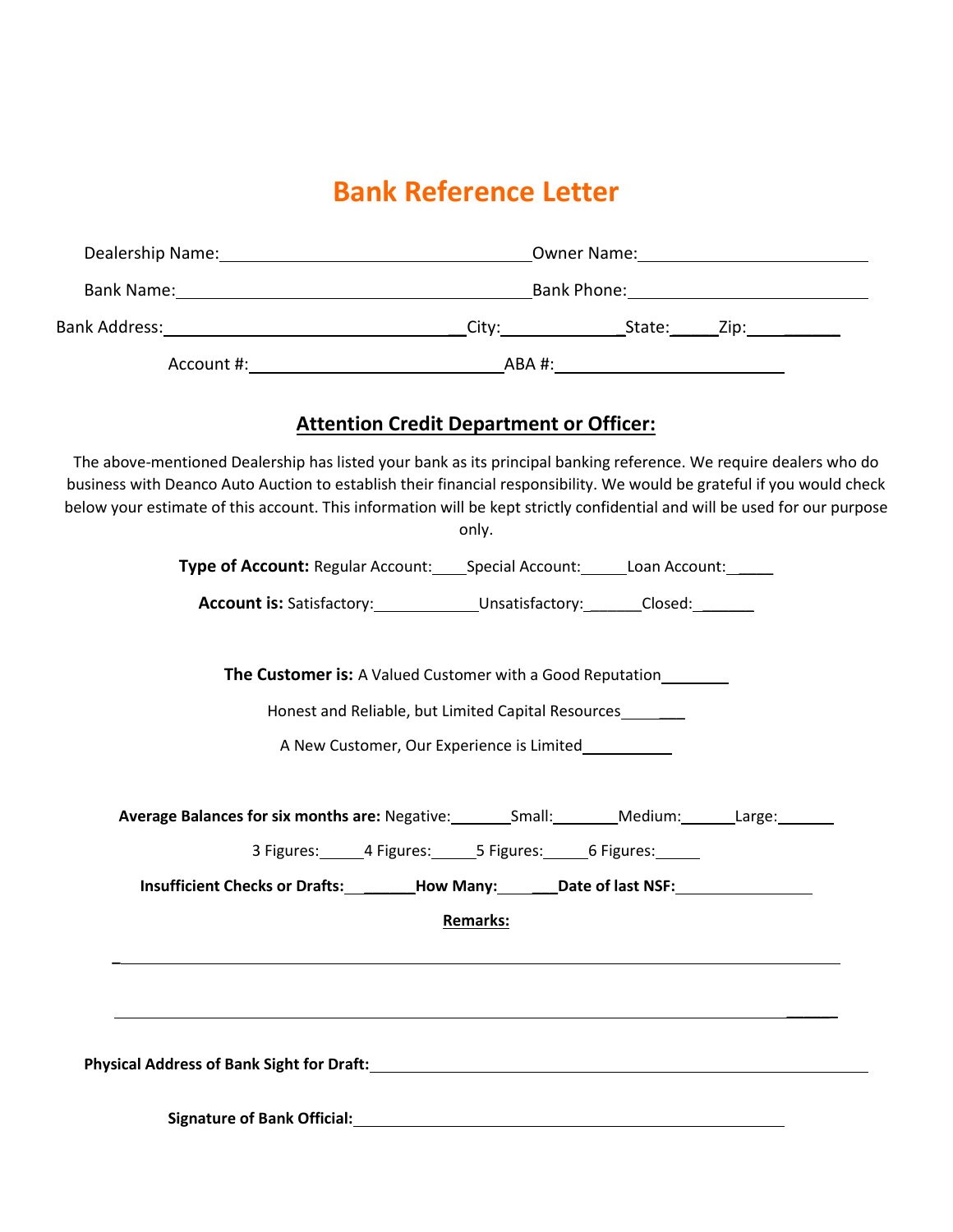# Bank Reference Letter

Dealership Name:________________________________ Owner Name:________________________

Bank Name:______________________________________ Bank Phone:________________________

Bank Address:________________________________ City:______________ State:_____ Zip:__________

Account #:__________________________ ABA #:__________________________

## Attention Credit Department or Officer:

The above-mentioned Dealership has listed your bank as its principal banking reference. We require dealers who do business with Deanco Auto Auction to establish their financial responsibility. We would be grateful if you would check below your estimate of this account. This information will be kept strictly confidential and will be used for our purpose only.

**Type of Account:** Regular Account:____ Special Account:_____ Loan Account:_____

**Account is:** Satisfactory:__________ Unsatisfactory:______ Closed:______

**The Customer is:** A Valued Customer with a Good Reputation________

Honest and Reliable, but Limited Capital Resources________

A New Customer, Our Experience is Limited__________

**Average Balances for six months are:** Negative:_______ Small:________ Medium:______ Large:_______

3 Figures:_____ 4 Figures:_____ 5 Figures:_____ 6 Figures:_____

**Insufficient Checks or Drafts:_________ How Many:________ Date of last NSF:_______________**

**Remarks:**

______________________________________________________________________________

______________________________________________________________________________

**Physical Address of Bank Sight for Draft:**______________________________________________

**Signature of Bank Official:**__________________________________________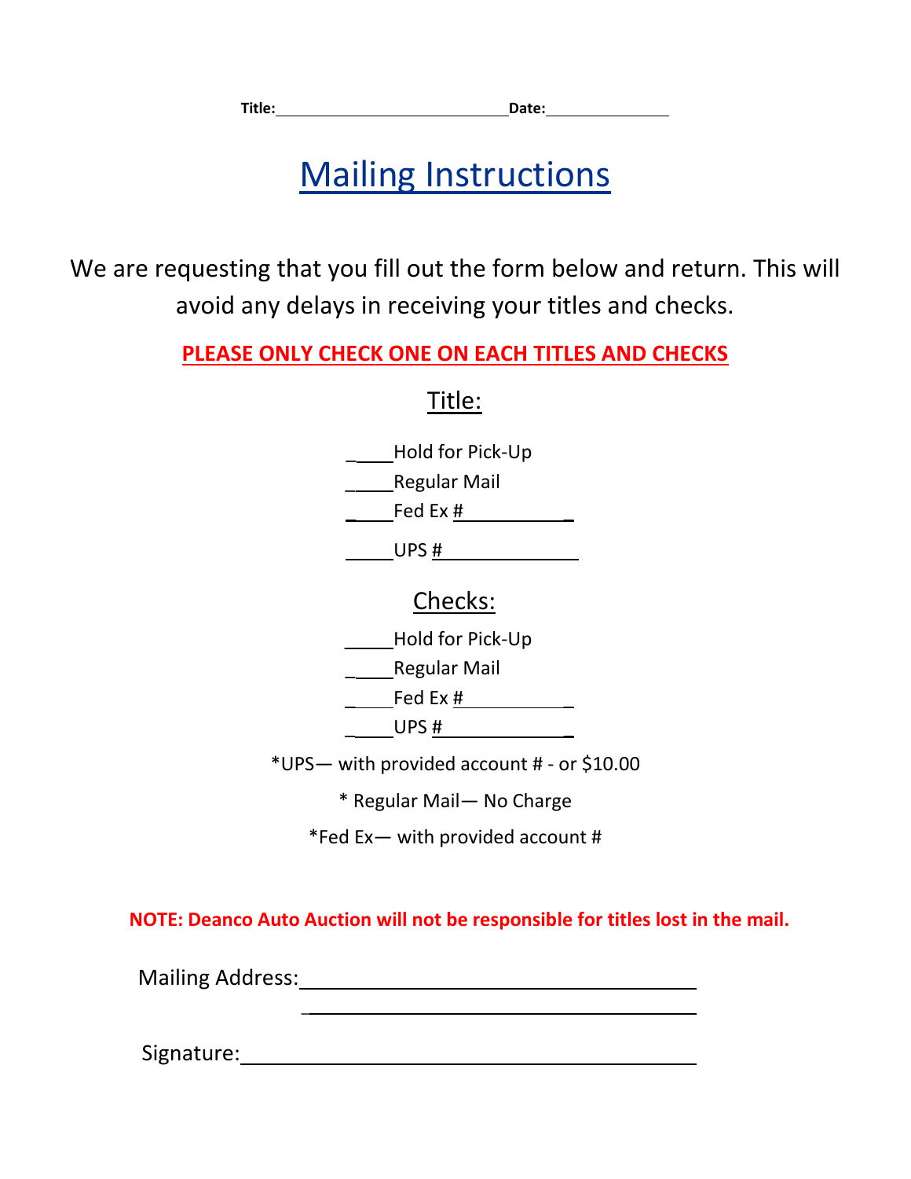Title:____________________________ Date:_______________

# Mailing Instructions

We are requesting that you fill out the form below and return. This will avoid any delays in receiving your titles and checks.

**PLEASE ONLY CHECK ONE ON EACH TITLES AND CHECKS**

## Title:

_____Hold for Pick-Up

_____Regular Mail

_____Fed Ex #____________

_____UPS #______________

## Checks:

_____Hold for Pick-Up

_____Regular Mail

_____Fed Ex #____________

_____UPS #_____________

*UPS— with provided account # - or $10.00

* Regular Mail— No Charge

*Fed Ex— with provided account #

**NOTE: Deanco Auto Auction will not be responsible for titles lost in the mail.**

Mailing Address:_____________________________________

_____________________________________

Signature:__________________________________________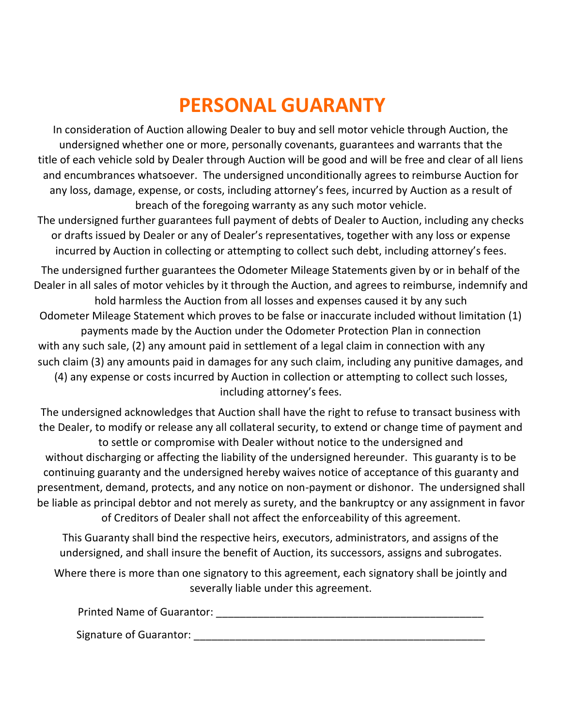# PERSONAL GUARANTY

In consideration of Auction allowing Dealer to buy and sell motor vehicle through Auction, the undersigned whether one or more, personally covenants, guarantees and warrants that the title of each vehicle sold by Dealer through Auction will be good and will be free and clear of all liens and encumbrances whatsoever. The undersigned unconditionally agrees to reimburse Auction for any loss, damage, expense, or costs, including attorney's fees, incurred by Auction as a result of breach of the foregoing warranty as any such motor vehicle.

The undersigned further guarantees full payment of debts of Dealer to Auction, including any checks or drafts issued by Dealer or any of Dealer's representatives, together with any loss or expense incurred by Auction in collecting or attempting to collect such debt, including attorney's fees.

The undersigned further guarantees the Odometer Mileage Statements given by or in behalf of the Dealer in all sales of motor vehicles by it through the Auction, and agrees to reimburse, indemnify and hold harmless the Auction from all losses and expenses caused it by any such Odometer Mileage Statement which proves to be false or inaccurate included without limitation (1) payments made by the Auction under the Odometer Protection Plan in connection with any such sale, (2) any amount paid in settlement of a legal claim in connection with any such claim (3) any amounts paid in damages for any such claim, including any punitive damages, and (4) any expense or costs incurred by Auction in collection or attempting to collect such losses, including attorney's fees.

The undersigned acknowledges that Auction shall have the right to refuse to transact business with the Dealer, to modify or release any all collateral security, to extend or change time of payment and to settle or compromise with Dealer without notice to the undersigned and without discharging or affecting the liability of the undersigned hereunder. This guaranty is to be continuing guaranty and the undersigned hereby waives notice of acceptance of this guaranty and presentment, demand, protects, and any notice on non-payment or dishonor. The undersigned shall be liable as principal debtor and not merely as surety, and the bankruptcy or any assignment in favor of Creditors of Dealer shall not affect the enforceability of this agreement.

This Guaranty shall bind the respective heirs, executors, administrators, and assigns of the undersigned, and shall insure the benefit of Auction, its successors, assigns and subrogates.

Where there is more than one signatory to this agreement, each signatory shall be jointly and severally liable under this agreement.

Printed Name of Guarantor: ______________________________________________

Signature of Guarantor: __________________________________________________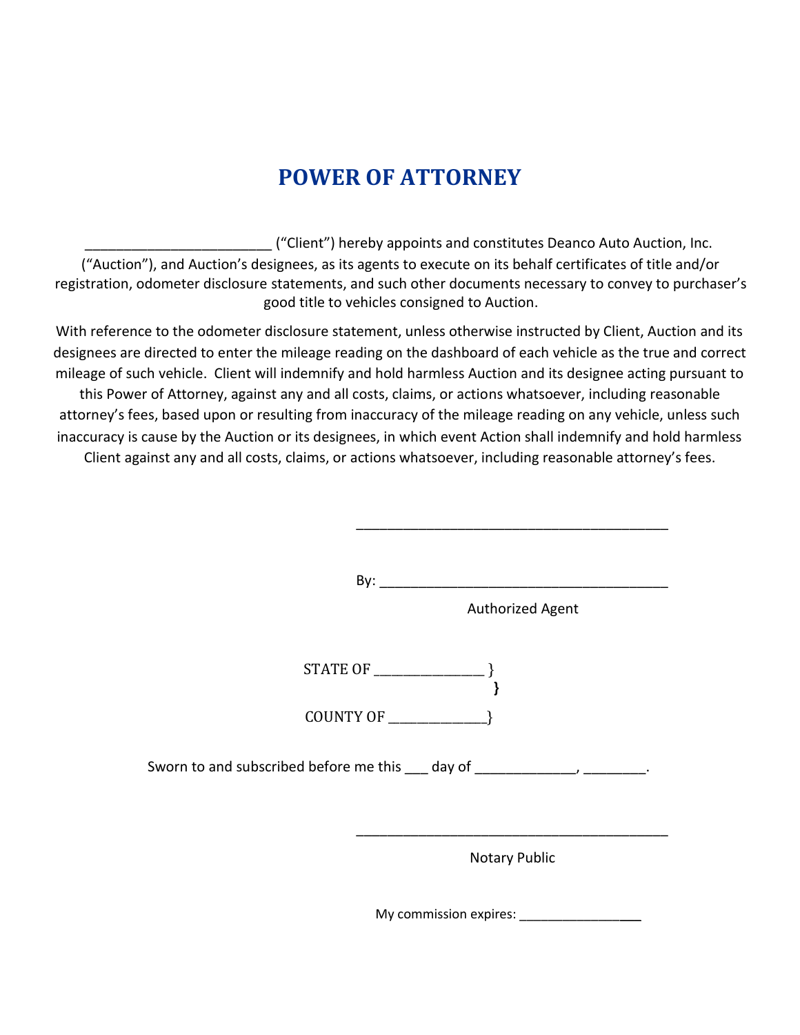# POWER OF ATTORNEY

________________________ ("Client") hereby appoints and constitutes Deanco Auto Auction, Inc. ("Auction"), and Auction's designees, as its agents to execute on its behalf certificates of title and/or registration, odometer disclosure statements, and such other documents necessary to convey to purchaser's good title to vehicles consigned to Auction.

With reference to the odometer disclosure statement, unless otherwise instructed by Client, Auction and its designees are directed to enter the mileage reading on the dashboard of each vehicle as the true and correct mileage of such vehicle. Client will indemnify and hold harmless Auction and its designee acting pursuant to this Power of Attorney, against any and all costs, claims, or actions whatsoever, including reasonable attorney's fees, based upon or resulting from inaccuracy of the mileage reading on any vehicle, unless such inaccuracy is cause by the Auction or its designees, in which event Action shall indemnify and hold harmless Client against any and all costs, claims, or actions whatsoever, including reasonable attorney's fees.

_________________________________________

By: _____________________________________

Authorized Agent

STATE OF _______________ }
}
COUNTY OF _____________}

Sworn to and subscribed before me this ___ day of _____________, ________.

_________________________________________

Notary Public

My commission expires: _________________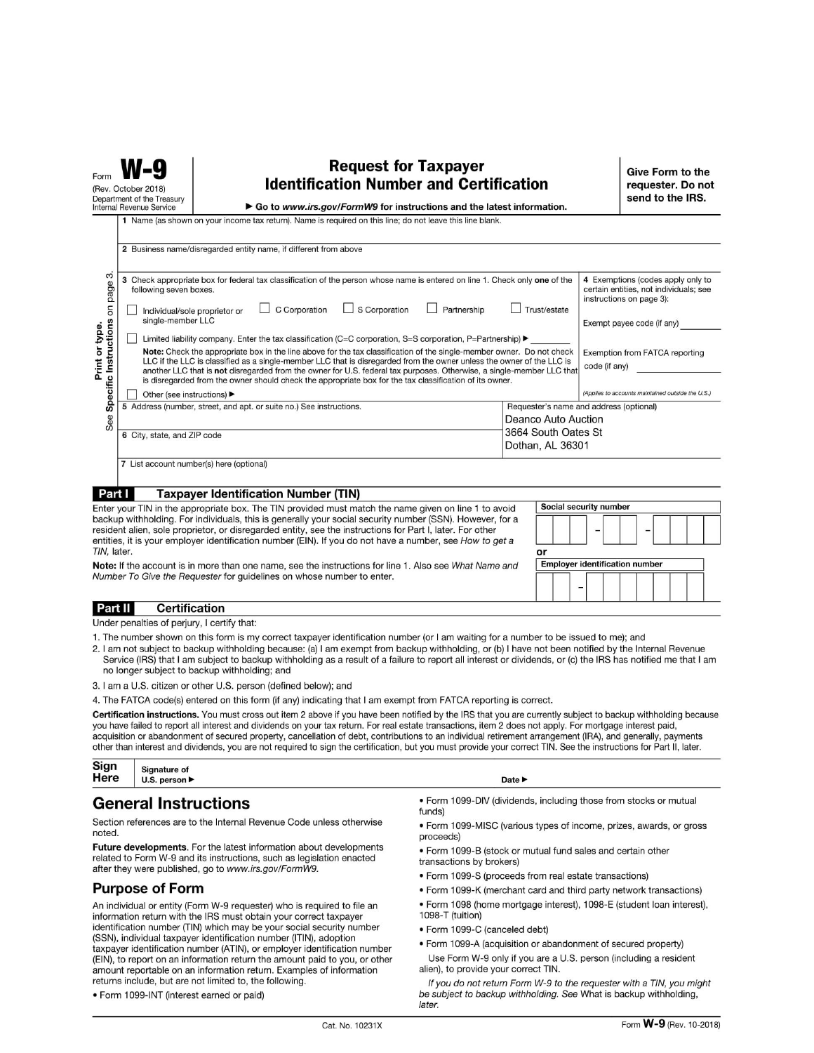Form **W-9** (Rev. October 2018) Department of the Treasury Internal Revenue Service

# Request for Taxpayer Identification Number and Certification

▶ Go to *www.irs.gov/FormW9* for instructions and the latest information.

**Give Form to the requester. Do not send to the IRS.**

Print or type. See **Specific Instructions** on page 3.

1 Name (as shown on your income tax return). Name is required on this line; do not leave this line blank.

2 Business name/disregarded entity name, if different from above

3 Check appropriate box for federal tax classification of the person whose name is entered on line 1. Check only **one** of the following seven boxes.

☐ Individual/sole proprietor or single-member LLC ☐ C Corporation ☐ S Corporation ☐ Partnership ☐ Trust/estate

☐ Limited liability company. Enter the tax classification (C=C corporation, S=S corporation, P=Partnership) ▶ ________

**Note:** Check the appropriate box in the line above for the tax classification of the single-member owner. Do not check LLC if the LLC is classified as a single-member LLC that is disregarded from the owner unless the owner of the LLC is another LLC that is **not** disregarded from the owner for U.S. federal tax purposes. Otherwise, a single-member LLC that is disregarded from the owner should check the appropriate box for the tax classification of its owner.

☐ Other (see instructions) ▶

4 Exemptions (codes apply only to certain entities, not individuals; see instructions on page 3):

Exempt payee code (if any) ________

Exemption from FATCA reporting code (if any) ________

*(Applies to accounts maintained outside the U.S.)*

5 Address (number, street, and apt. or suite no.) See instructions.

Requester's name and address (optional)
Deanco Auto Auction
3664 South Oates St
Dothan, AL 36301

6 City, state, and ZIP code

7 List account number(s) here (optional)

## Part I Taxpayer Identification Number (TIN)

Enter your TIN in the appropriate box. The TIN provided must match the name given on line 1 to avoid backup withholding. For individuals, this is generally your social security number (SSN). However, for a resident alien, sole proprietor, or disregarded entity, see the instructions for Part I, later. For other entities, it is your employer identification number (EIN). If you do not have a number, see *How to get a TIN,* later.

**Note:** If the account is in more than one name, see the instructions for line 1. Also see *What Name and Number To Give the Requester* for guidelines on whose number to enter.

Social security number
☐☐☐ – ☐☐ – ☐☐☐☐

or

Employer identification number
☐☐ – ☐☐☐☐☐☐☐

## Part II Certification

Under penalties of perjury, I certify that:

1. The number shown on this form is my correct taxpayer identification number (or I am waiting for a number to be issued to me); and
2. I am not subject to backup withholding because: (a) I am exempt from backup withholding, or (b) I have not been notified by the Internal Revenue Service (IRS) that I am subject to backup withholding as a result of a failure to report all interest or dividends, or (c) the IRS has notified me that I am no longer subject to backup withholding; and
3. I am a U.S. citizen or other U.S. person (defined below); and
4. The FATCA code(s) entered on this form (if any) indicating that I am exempt from FATCA reporting is correct.

**Certification instructions.** You must cross out item 2 above if you have been notified by the IRS that you are currently subject to backup withholding because you have failed to report all interest and dividends on your tax return. For real estate transactions, item 2 does not apply. For mortgage interest paid, acquisition or abandonment of secured property, cancellation of debt, contributions to an individual retirement arrangement (IRA), and generally, payments other than interest and dividends, you are not required to sign the certification, but you must provide your correct TIN. See the instructions for Part II, later.

**Sign Here** Signature of U.S. person ▶ Date ▶

# General Instructions

Section references are to the Internal Revenue Code unless otherwise noted.

**Future developments.** For the latest information about developments related to Form W-9 and its instructions, such as legislation enacted after they were published, go to *www.irs.gov/FormW9.*

## Purpose of Form

An individual or entity (Form W-9 requester) who is required to file an information return with the IRS must obtain your correct taxpayer identification number (TIN) which may be your social security number (SSN), individual taxpayer identification number (ITIN), adoption taxpayer identification number (ATIN), or employer identification number (EIN), to report on an information return the amount paid to you, or other amount reportable on an information return. Examples of information returns include, but are not limited to, the following.

- Form 1099-INT (interest earned or paid)
- Form 1099-DIV (dividends, including those from stocks or mutual funds)
- Form 1099-MISC (various types of income, prizes, awards, or gross proceeds)
- Form 1099-B (stock or mutual fund sales and certain other transactions by brokers)
- Form 1099-S (proceeds from real estate transactions)
- Form 1099-K (merchant card and third party network transactions)
- Form 1098 (home mortgage interest), 1098-E (student loan interest), 1098-T (tuition)
- Form 1099-C (canceled debt)
- Form 1099-A (acquisition or abandonment of secured property)

Use Form W-9 only if you are a U.S. person (including a resident alien), to provide your correct TIN.

*If you do not return Form W-9 to the requester with a TIN, you might be subject to backup withholding. See* What is backup withholding, *later.*

Cat. No. 10231X Form **W-9** (Rev. 10-2018)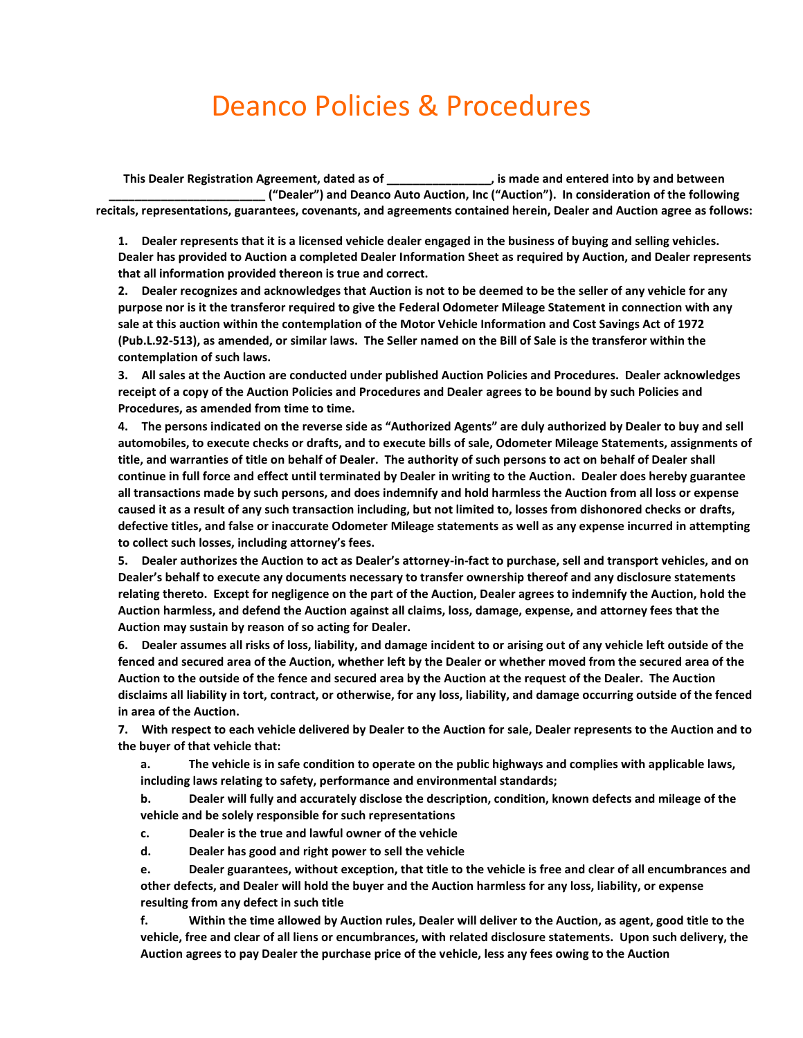# Deanco Policies & Procedures

**This Dealer Registration Agreement, dated as of ________________, is made and entered into by and between ________________________ ("Dealer") and Deanco Auto Auction, Inc ("Auction"). In consideration of the following recitals, representations, guarantees, covenants, and agreements contained herein, Dealer and Auction agree as follows:**

**1. Dealer represents that it is a licensed vehicle dealer engaged in the business of buying and selling vehicles. Dealer has provided to Auction a completed Dealer Information Sheet as required by Auction, and Dealer represents that all information provided thereon is true and correct.**

**2. Dealer recognizes and acknowledges that Auction is not to be deemed to be the seller of any vehicle for any purpose nor is it the transferor required to give the Federal Odometer Mileage Statement in connection with any sale at this auction within the contemplation of the Motor Vehicle Information and Cost Savings Act of 1972 (Pub.L.92-513), as amended, or similar laws. The Seller named on the Bill of Sale is the transferor within the contemplation of such laws.**

**3. All sales at the Auction are conducted under published Auction Policies and Procedures. Dealer acknowledges receipt of a copy of the Auction Policies and Procedures and Dealer agrees to be bound by such Policies and Procedures, as amended from time to time.**

**4. The persons indicated on the reverse side as "Authorized Agents" are duly authorized by Dealer to buy and sell automobiles, to execute checks or drafts, and to execute bills of sale, Odometer Mileage Statements, assignments of title, and warranties of title on behalf of Dealer. The authority of such persons to act on behalf of Dealer shall continue in full force and effect until terminated by Dealer in writing to the Auction. Dealer does hereby guarantee all transactions made by such persons, and does indemnify and hold harmless the Auction from all loss or expense caused it as a result of any such transaction including, but not limited to, losses from dishonored checks or drafts, defective titles, and false or inaccurate Odometer Mileage statements as well as any expense incurred in attempting to collect such losses, including attorney's fees.**

**5. Dealer authorizes the Auction to act as Dealer's attorney-in-fact to purchase, sell and transport vehicles, and on Dealer's behalf to execute any documents necessary to transfer ownership thereof and any disclosure statements relating thereto. Except for negligence on the part of the Auction, Dealer agrees to indemnify the Auction, hold the Auction harmless, and defend the Auction against all claims, loss, damage, expense, and attorney fees that the Auction may sustain by reason of so acting for Dealer.**

**6. Dealer assumes all risks of loss, liability, and damage incident to or arising out of any vehicle left outside of the fenced and secured area of the Auction, whether left by the Dealer or whether moved from the secured area of the Auction to the outside of the fence and secured area by the Auction at the request of the Dealer. The Auction disclaims all liability in tort, contract, or otherwise, for any loss, liability, and damage occurring outside of the fenced in area of the Auction.**

**7. With respect to each vehicle delivered by Dealer to the Auction for sale, Dealer represents to the Auction and to the buyer of that vehicle that:**

**a. The vehicle is in safe condition to operate on the public highways and complies with applicable laws, including laws relating to safety, performance and environmental standards;**

**b. Dealer will fully and accurately disclose the description, condition, known defects and mileage of the vehicle and be solely responsible for such representations**

**c. Dealer is the true and lawful owner of the vehicle**

**d. Dealer has good and right power to sell the vehicle**

**e. Dealer guarantees, without exception, that title to the vehicle is free and clear of all encumbrances and other defects, and Dealer will hold the buyer and the Auction harmless for any loss, liability, or expense resulting from any defect in such title**

**f. Within the time allowed by Auction rules, Dealer will deliver to the Auction, as agent, good title to the vehicle, free and clear of all liens or encumbrances, with related disclosure statements. Upon such delivery, the Auction agrees to pay Dealer the purchase price of the vehicle, less any fees owing to the Auction**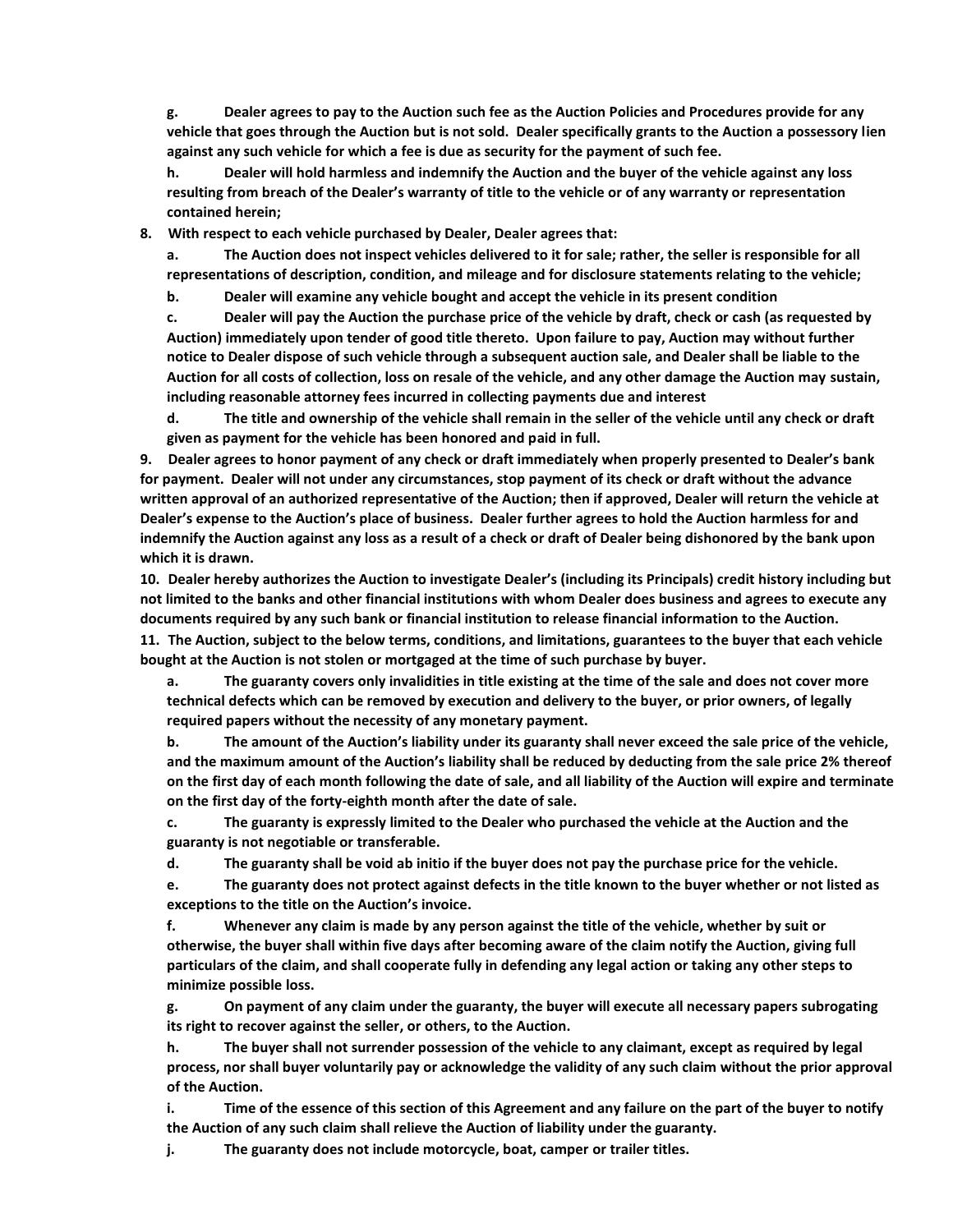**g. Dealer agrees to pay to the Auction such fee as the Auction Policies and Procedures provide for any vehicle that goes through the Auction but is not sold. Dealer specifically grants to the Auction a possessory lien against any such vehicle for which a fee is due as security for the payment of such fee.**

**h. Dealer will hold harmless and indemnify the Auction and the buyer of the vehicle against any loss resulting from breach of the Dealer's warranty of title to the vehicle or of any warranty or representation contained herein;**

**8. With respect to each vehicle purchased by Dealer, Dealer agrees that:**

**a. The Auction does not inspect vehicles delivered to it for sale; rather, the seller is responsible for all representations of description, condition, and mileage and for disclosure statements relating to the vehicle;**

**b. Dealer will examine any vehicle bought and accept the vehicle in its present condition**

**c. Dealer will pay the Auction the purchase price of the vehicle by draft, check or cash (as requested by Auction) immediately upon tender of good title thereto. Upon failure to pay, Auction may without further notice to Dealer dispose of such vehicle through a subsequent auction sale, and Dealer shall be liable to the Auction for all costs of collection, loss on resale of the vehicle, and any other damage the Auction may sustain, including reasonable attorney fees incurred in collecting payments due and interest**

**d. The title and ownership of the vehicle shall remain in the seller of the vehicle until any check or draft given as payment for the vehicle has been honored and paid in full.**

**9. Dealer agrees to honor payment of any check or draft immediately when properly presented to Dealer's bank for payment. Dealer will not under any circumstances, stop payment of its check or draft without the advance written approval of an authorized representative of the Auction; then if approved, Dealer will return the vehicle at Dealer's expense to the Auction's place of business. Dealer further agrees to hold the Auction harmless for and indemnify the Auction against any loss as a result of a check or draft of Dealer being dishonored by the bank upon which it is drawn.**

**10. Dealer hereby authorizes the Auction to investigate Dealer's (including its Principals) credit history including but not limited to the banks and other financial institutions with whom Dealer does business and agrees to execute any documents required by any such bank or financial institution to release financial information to the Auction.**

**11. The Auction, subject to the below terms, conditions, and limitations, guarantees to the buyer that each vehicle bought at the Auction is not stolen or mortgaged at the time of such purchase by buyer.**

**a. The guaranty covers only invalidities in title existing at the time of the sale and does not cover more technical defects which can be removed by execution and delivery to the buyer, or prior owners, of legally required papers without the necessity of any monetary payment.**

**b. The amount of the Auction's liability under its guaranty shall never exceed the sale price of the vehicle, and the maximum amount of the Auction's liability shall be reduced by deducting from the sale price 2% thereof on the first day of each month following the date of sale, and all liability of the Auction will expire and terminate on the first day of the forty-eighth month after the date of sale.**

**c. The guaranty is expressly limited to the Dealer who purchased the vehicle at the Auction and the guaranty is not negotiable or transferable.**

**d. The guaranty shall be void ab initio if the buyer does not pay the purchase price for the vehicle.**

**e. The guaranty does not protect against defects in the title known to the buyer whether or not listed as exceptions to the title on the Auction's invoice.**

**f. Whenever any claim is made by any person against the title of the vehicle, whether by suit or otherwise, the buyer shall within five days after becoming aware of the claim notify the Auction, giving full particulars of the claim, and shall cooperate fully in defending any legal action or taking any other steps to minimize possible loss.**

**g. On payment of any claim under the guaranty, the buyer will execute all necessary papers subrogating its right to recover against the seller, or others, to the Auction.**

**h. The buyer shall not surrender possession of the vehicle to any claimant, except as required by legal process, nor shall buyer voluntarily pay or acknowledge the validity of any such claim without the prior approval of the Auction.**

**i. Time of the essence of this section of this Agreement and any failure on the part of the buyer to notify the Auction of any such claim shall relieve the Auction of liability under the guaranty.**

**j. The guaranty does not include motorcycle, boat, camper or trailer titles.**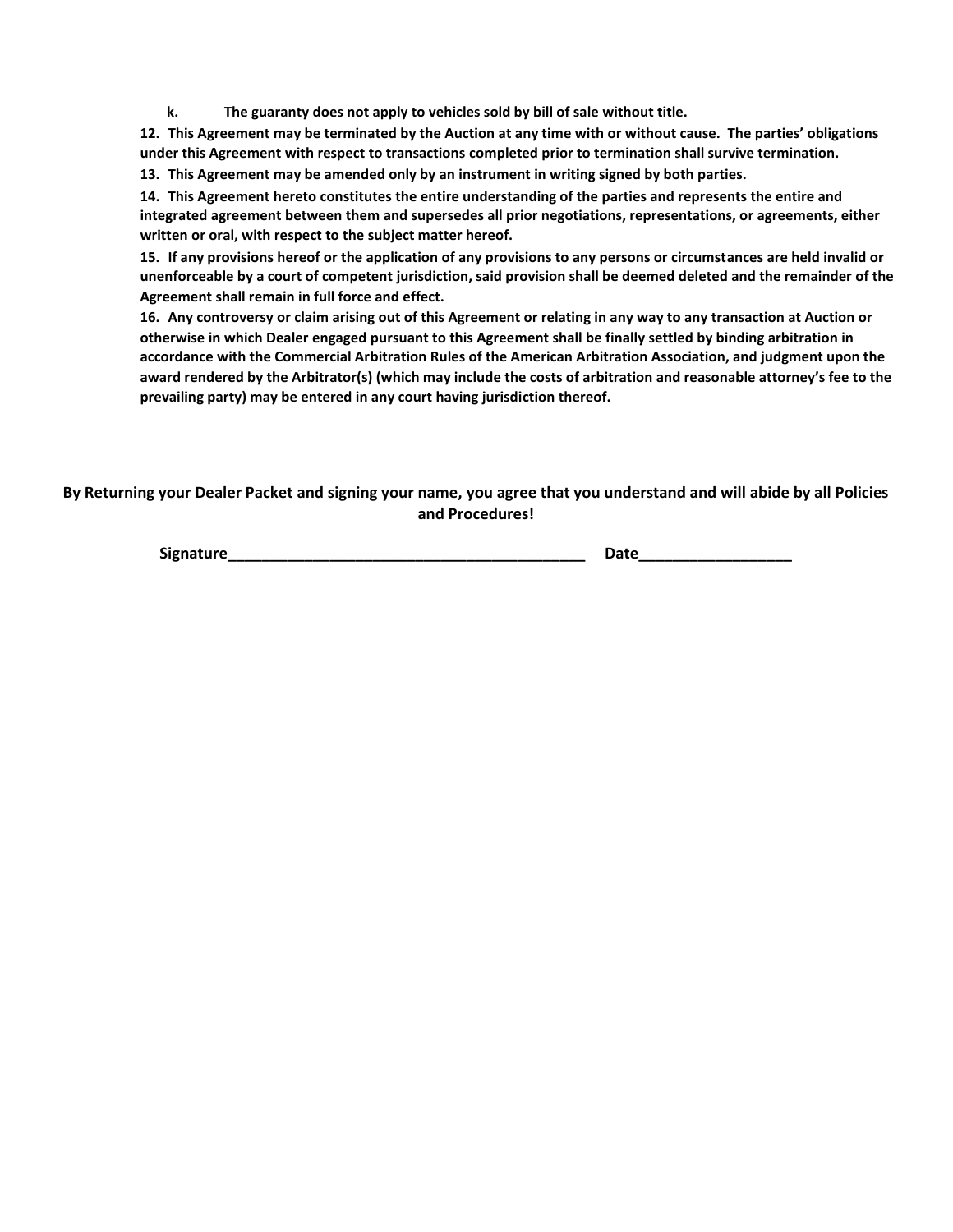**k. The guaranty does not apply to vehicles sold by bill of sale without title.**

**12. This Agreement may be terminated by the Auction at any time with or without cause. The parties' obligations under this Agreement with respect to transactions completed prior to termination shall survive termination.**

**13. This Agreement may be amended only by an instrument in writing signed by both parties.**

**14. This Agreement hereto constitutes the entire understanding of the parties and represents the entire and integrated agreement between them and supersedes all prior negotiations, representations, or agreements, either written or oral, with respect to the subject matter hereof.**

**15. If any provisions hereof or the application of any provisions to any persons or circumstances are held invalid or unenforceable by a court of competent jurisdiction, said provision shall be deemed deleted and the remainder of the Agreement shall remain in full force and effect.**

**16. Any controversy or claim arising out of this Agreement or relating in any way to any transaction at Auction or otherwise in which Dealer engaged pursuant to this Agreement shall be finally settled by binding arbitration in accordance with the Commercial Arbitration Rules of the American Arbitration Association, and judgment upon the award rendered by the Arbitrator(s) (which may include the costs of arbitration and reasonable attorney's fee to the prevailing party) may be entered in any court having jurisdiction thereof.**

**By Returning your Dealer Packet and signing your name, you agree that you understand and will abide by all Policies and Procedures!**

**Signature__________________________________________ Date_________________**